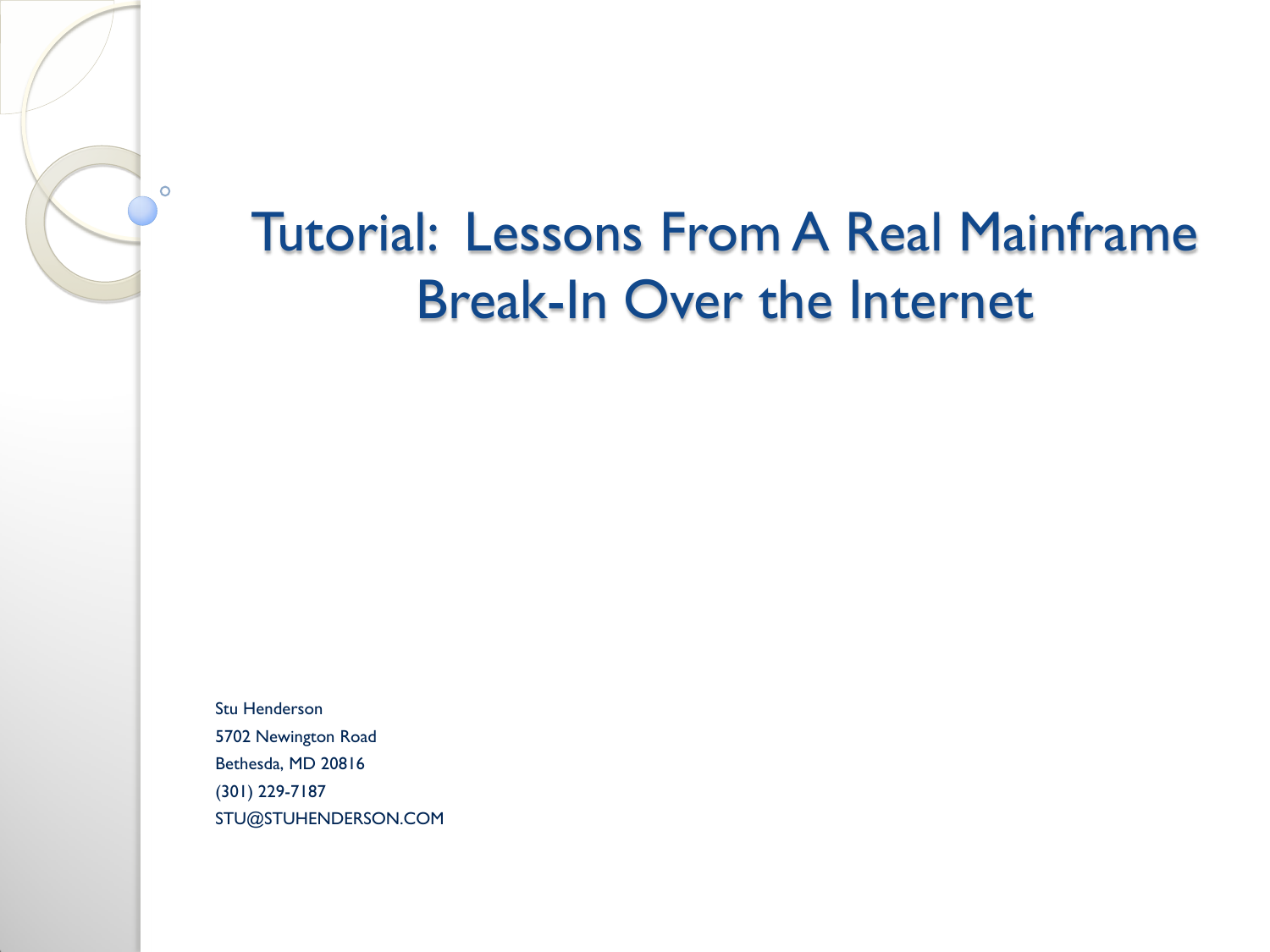# Tutorial: Lessons From A Real Mainframe Break-In Over the Internet

Stu Henderson
5702 Newington Road
Bethesda, MD 20816
(301) 229-7187
STU@STUHENDERSON.COM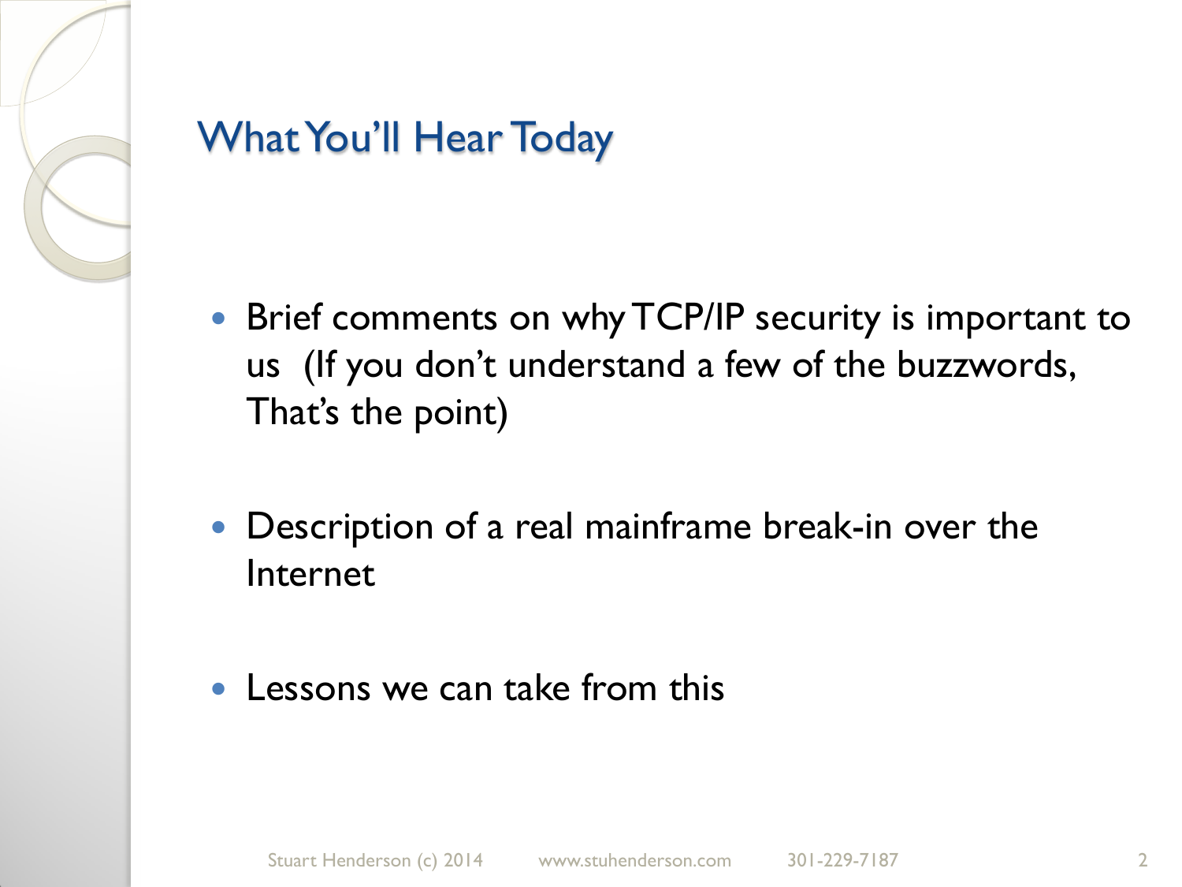## What You'll Hear Today

- Brief comments on why TCP/IP security is important to us (If you don't understand a few of the buzzwords, That's the point)
- Description of a real mainframe break-in over the Internet
- Lessons we can take from this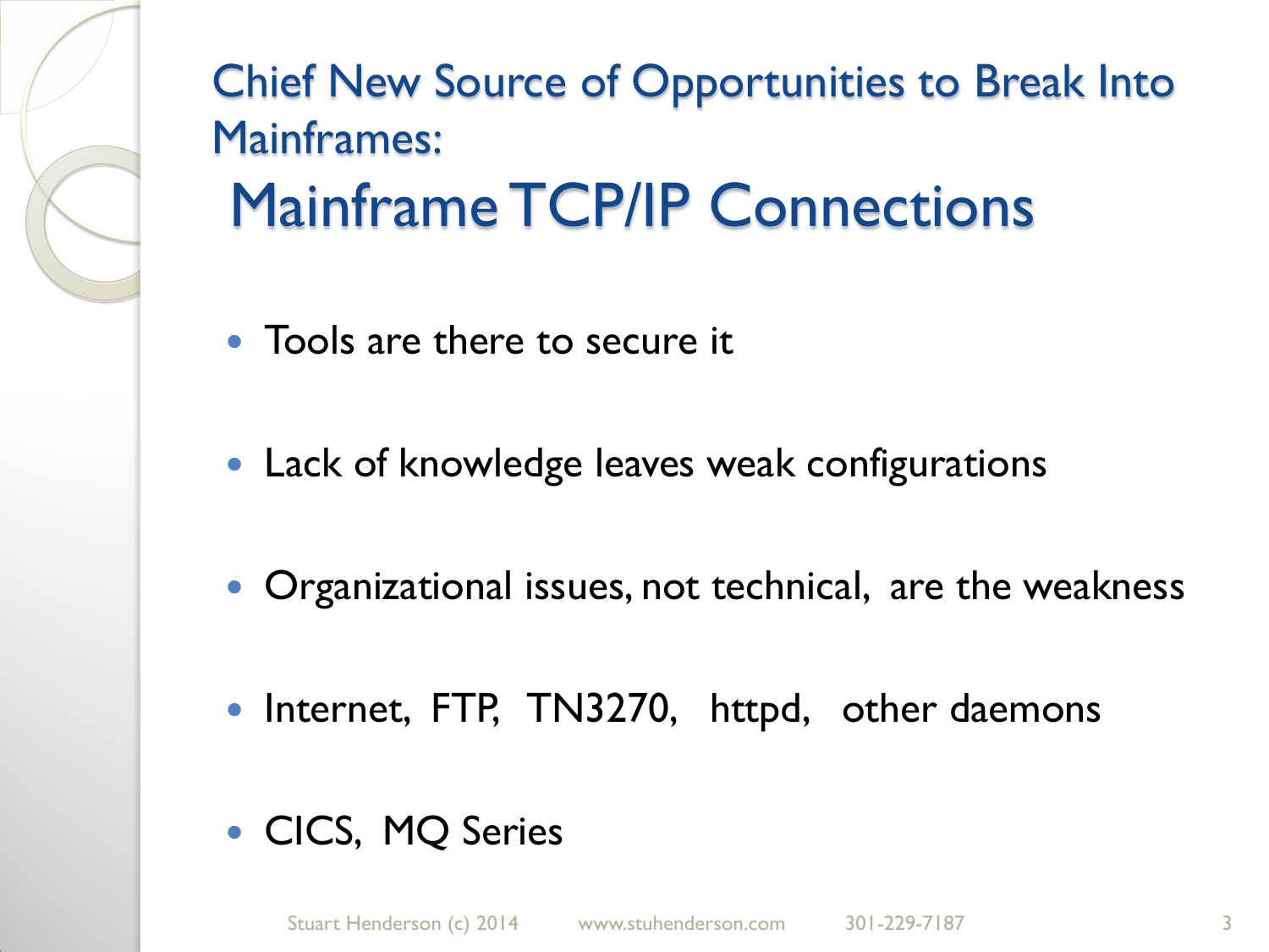## Chief New Source of Opportunities to Break Into Mainframes:

# Mainframe TCP/IP Connections

- Tools are there to secure it
- Lack of knowledge leaves weak configurations
- Organizational issues, not technical, are the weakness
- Internet, FTP, TN3270, httpd, other daemons
- CICS, MQ Series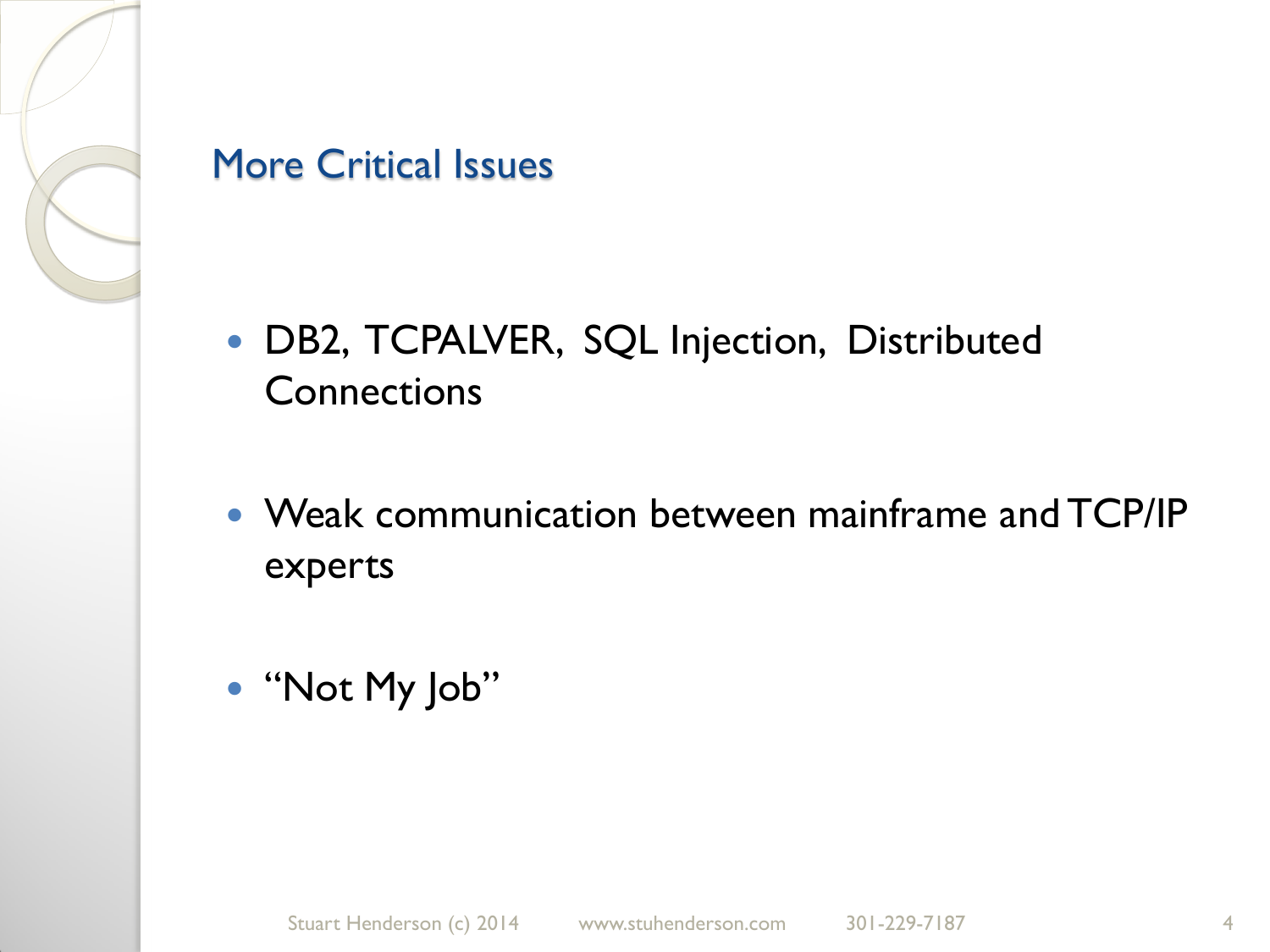## More Critical Issues

- DB2, TCPALVER, SQL Injection, Distributed Connections
- Weak communication between mainframe and TCP/IP experts
- "Not My Job"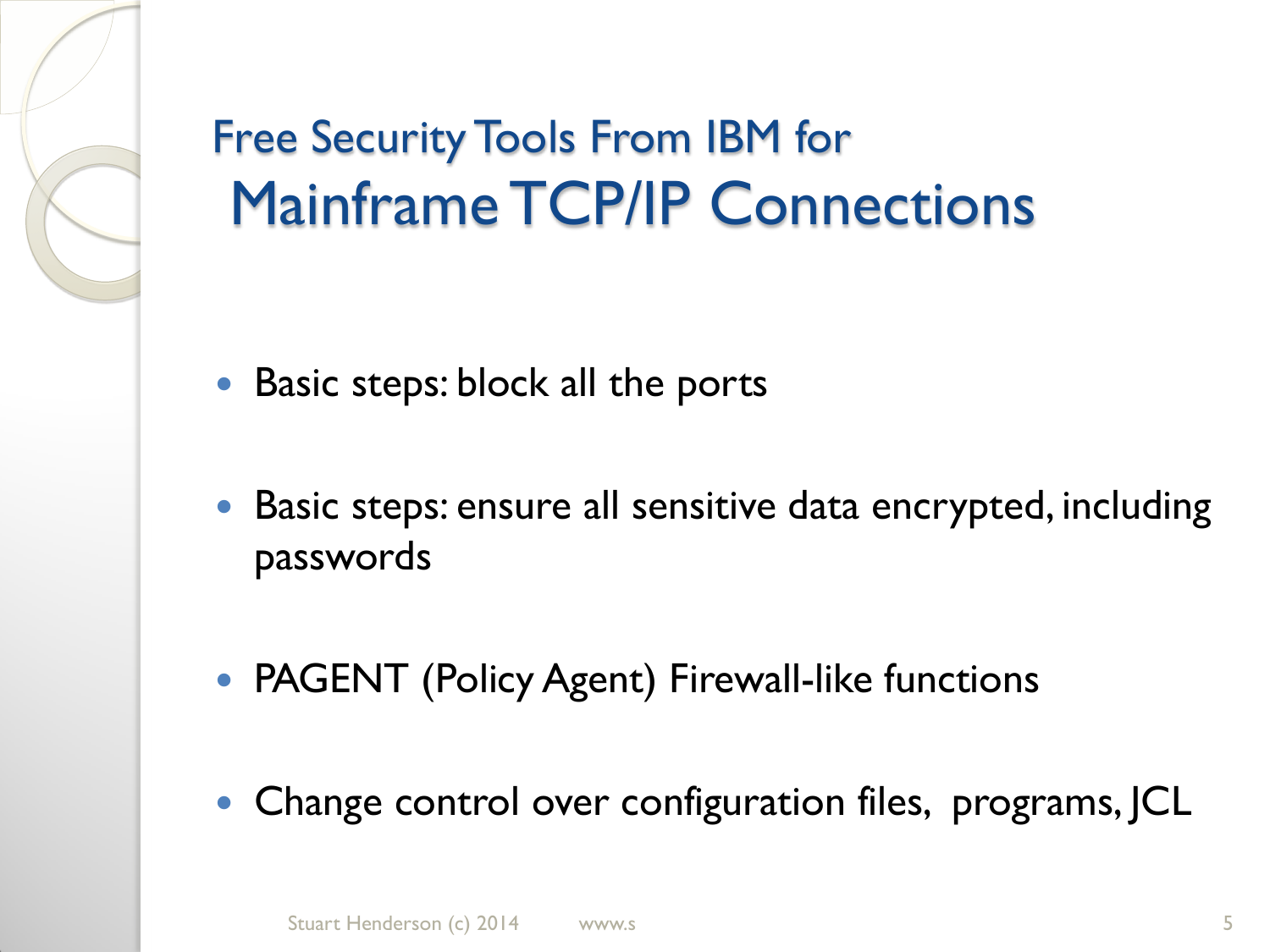# Free Security Tools From IBM for Mainframe TCP/IP Connections

- Basic steps: block all the ports
- Basic steps: ensure all sensitive data encrypted, including passwords
- PAGENT (Policy Agent) Firewall-like functions
- Change control over configuration files, programs, JCL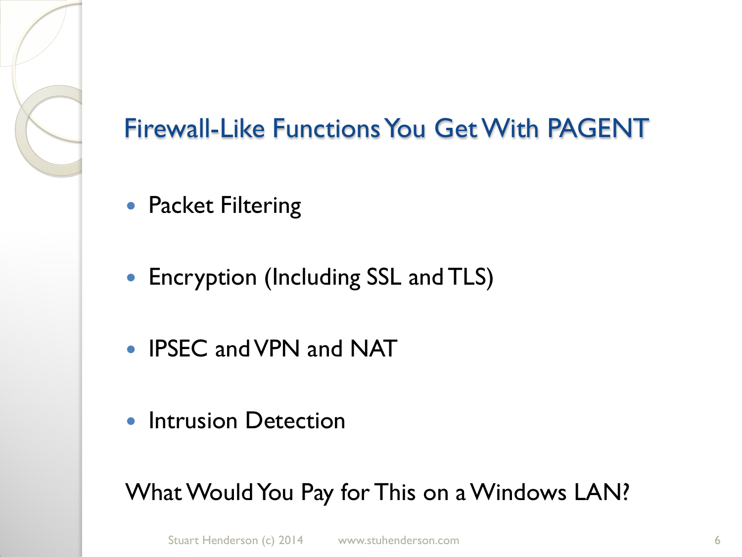## Firewall-Like Functions You Get With PAGENT

- Packet Filtering
- Encryption (Including SSL and TLS)
- IPSEC and VPN and NAT
- Intrusion Detection

What Would You Pay for This on a Windows LAN?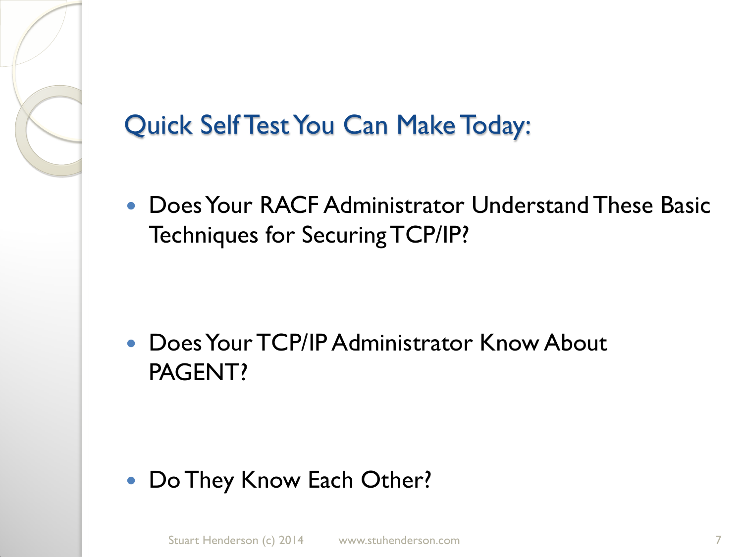## Quick Self Test You Can Make Today:

- Does Your RACF Administrator Understand These Basic Techniques for Securing TCP/IP?

- Does Your TCP/IP Administrator Know About PAGENT?

- Do They Know Each Other?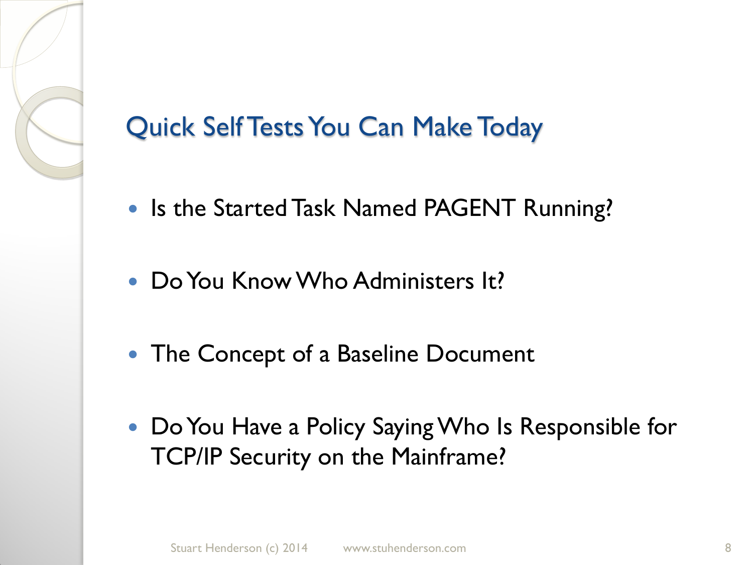## Quick Self Tests You Can Make Today

- Is the Started Task Named PAGENT Running?
- Do You Know Who Administers It?
- The Concept of a Baseline Document
- Do You Have a Policy Saying Who Is Responsible for TCP/IP Security on the Mainframe?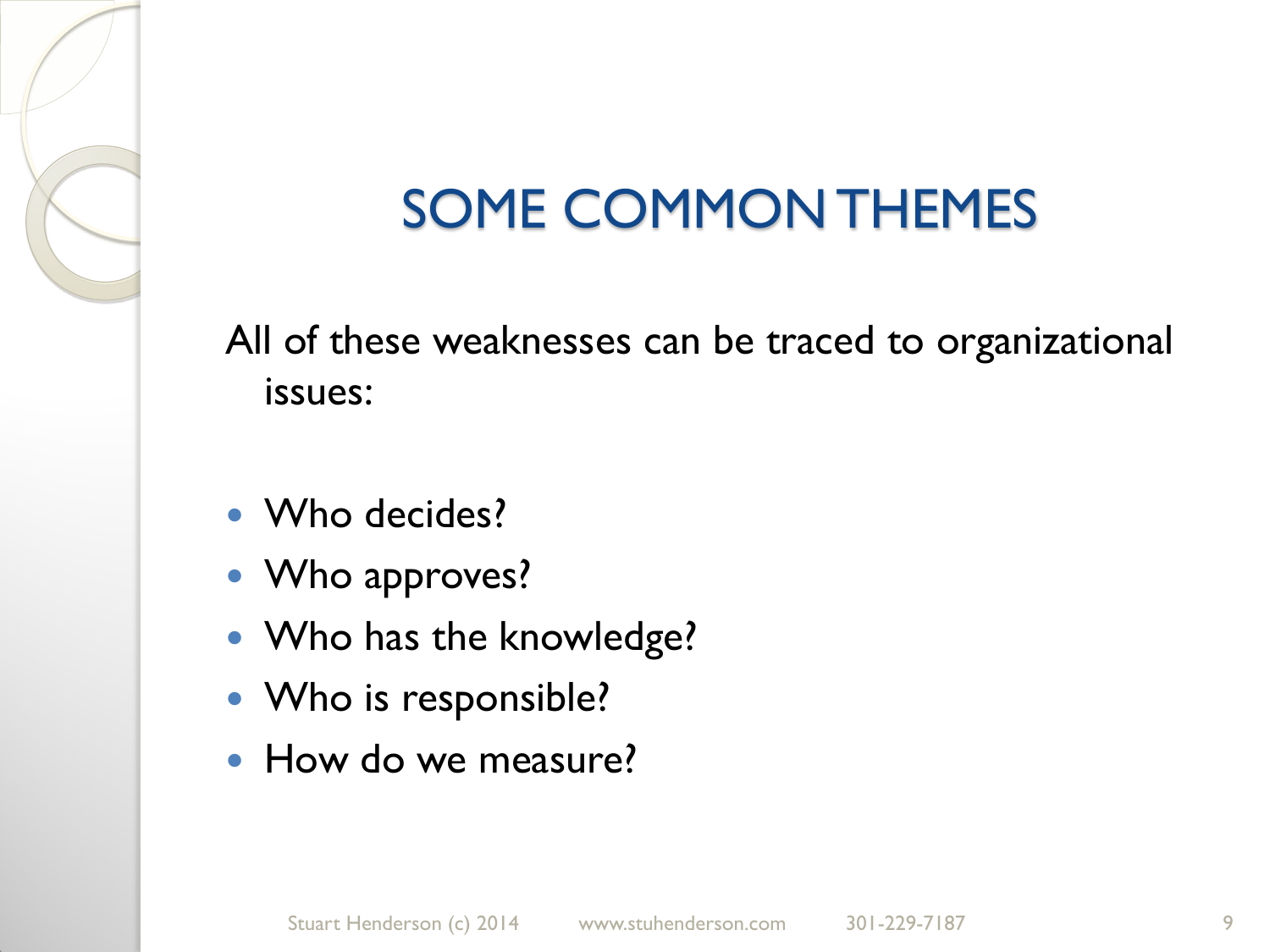# SOME COMMON THEMES

All of these weaknesses can be traced to organizational issues:

- Who decides?
- Who approves?
- Who has the knowledge?
- Who is responsible?
- How do we measure?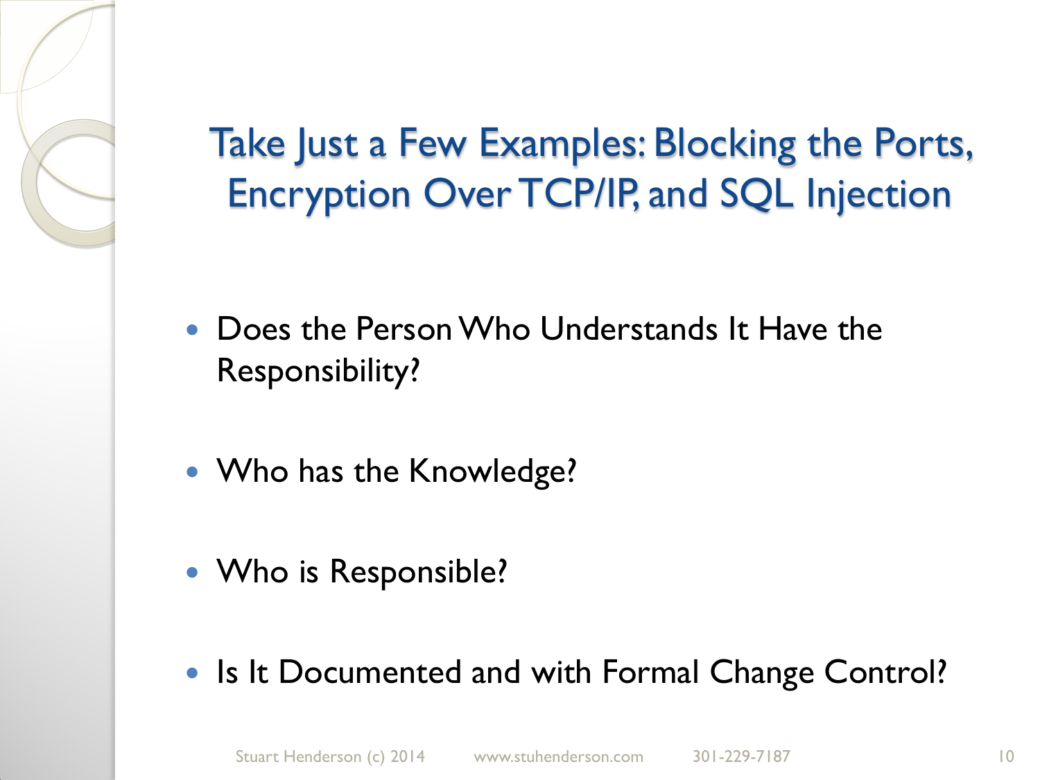# Take Just a Few Examples: Blocking the Ports, Encryption Over TCP/IP, and SQL Injection

- Does the Person Who Understands It Have the Responsibility?
- Who has the Knowledge?
- Who is Responsible?
- Is It Documented and with Formal Change Control?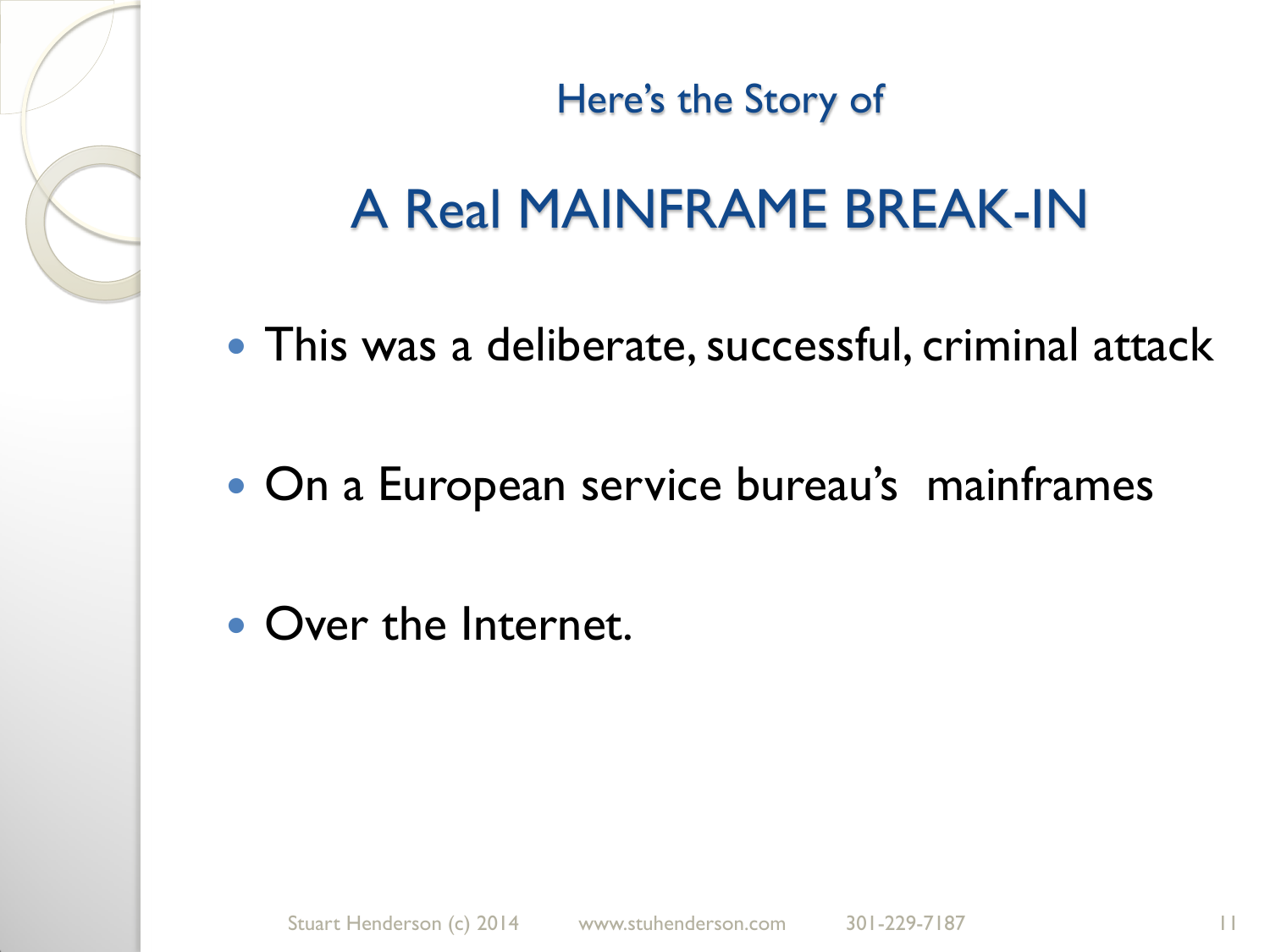## Here's the Story of

# A Real MAINFRAME BREAK-IN

- This was a deliberate, successful, criminal attack
- On a European service bureau's mainframes
- Over the Internet.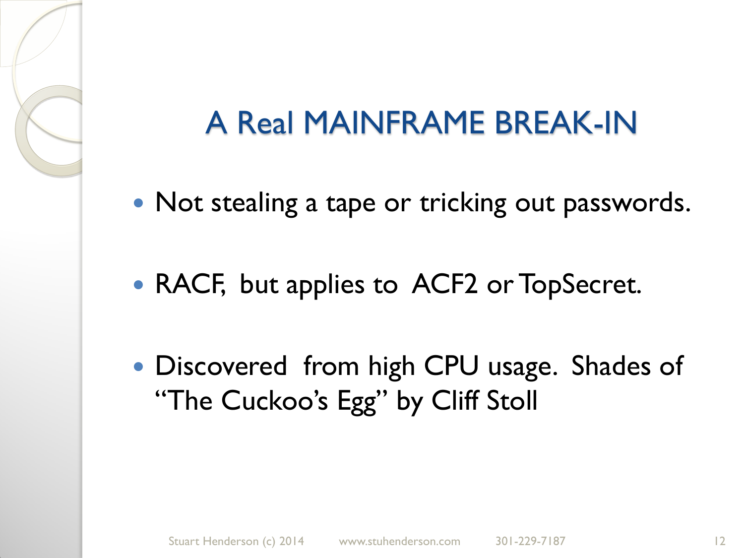# A Real MAINFRAME BREAK-IN

- Not stealing a tape or tricking out passwords.
- RACF, but applies to ACF2 or TopSecret.
- Discovered from high CPU usage. Shades of "The Cuckoo's Egg" by Cliff Stoll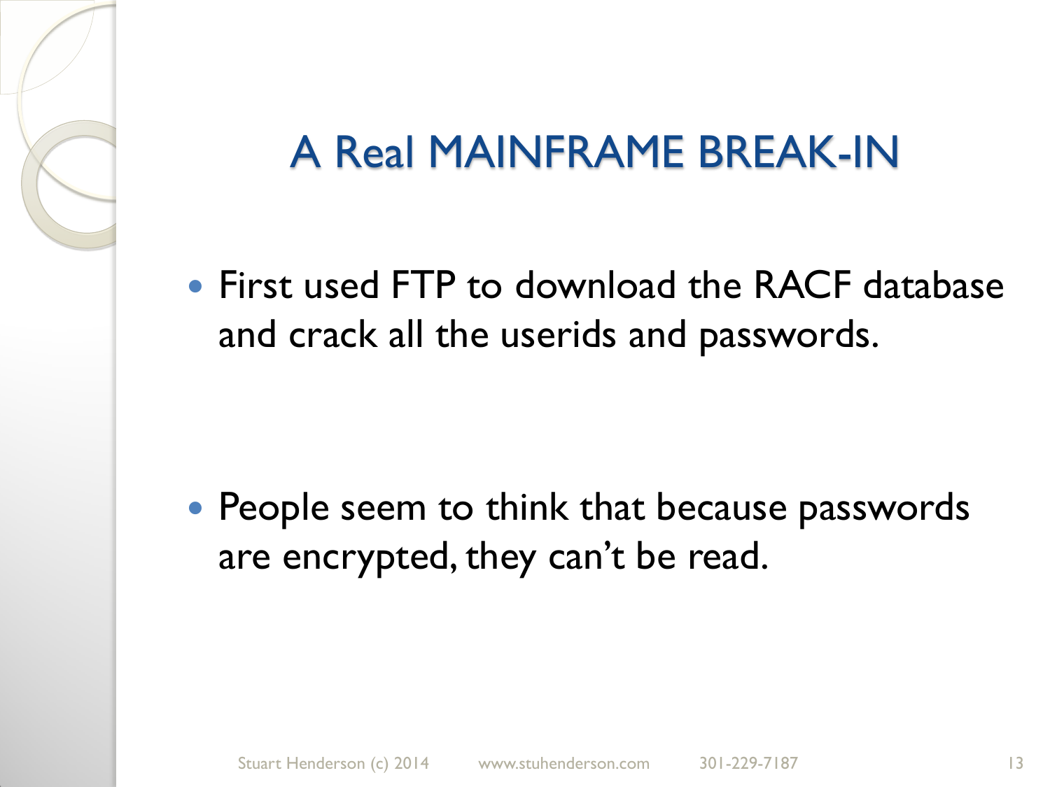# A Real MAINFRAME BREAK-IN

- First used FTP to download the RACF database and crack all the userids and passwords.

- People seem to think that because passwords are encrypted, they can't be read.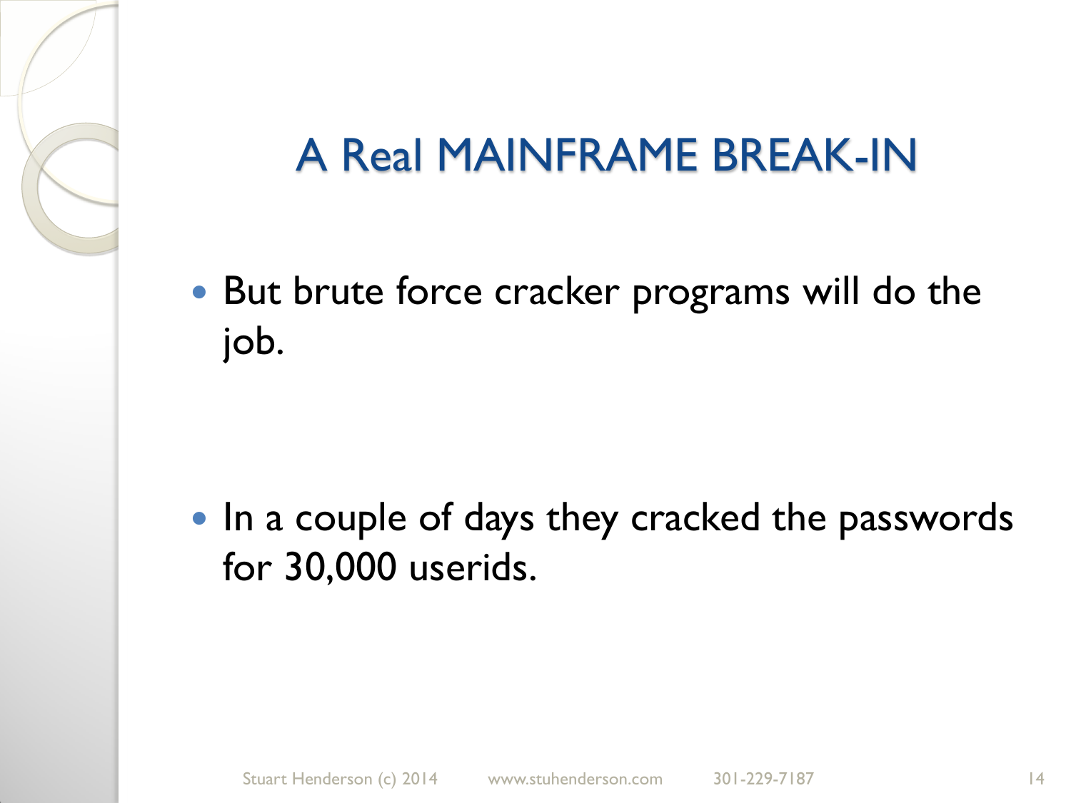# A Real MAINFRAME BREAK-IN

- But brute force cracker programs will do the job.

- In a couple of days they cracked the passwords for 30,000 userids.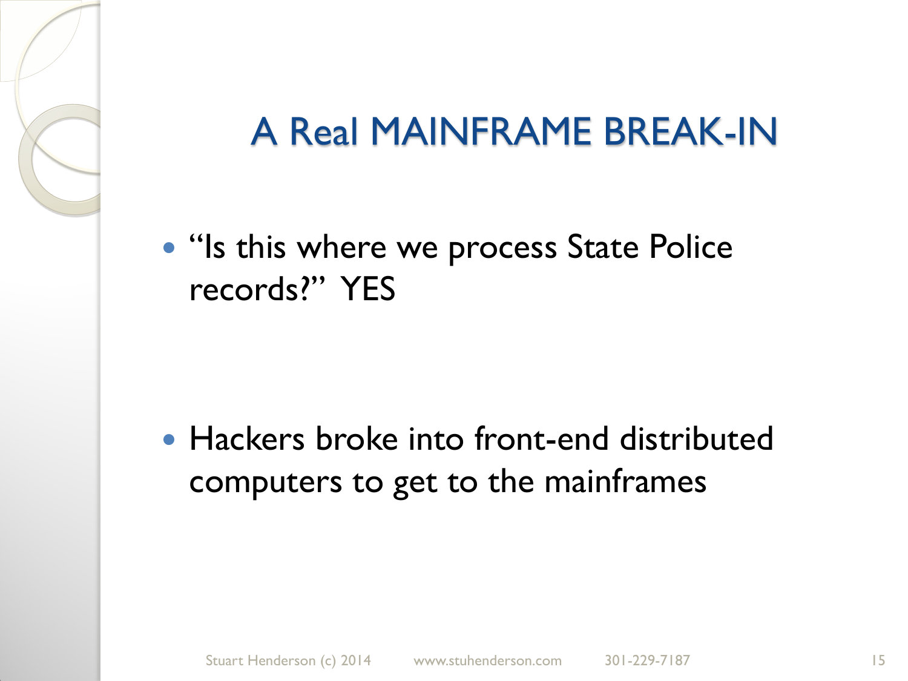# A Real MAINFRAME BREAK-IN

- "Is this where we process State Police records?" YES

- Hackers broke into front-end distributed computers to get to the mainframes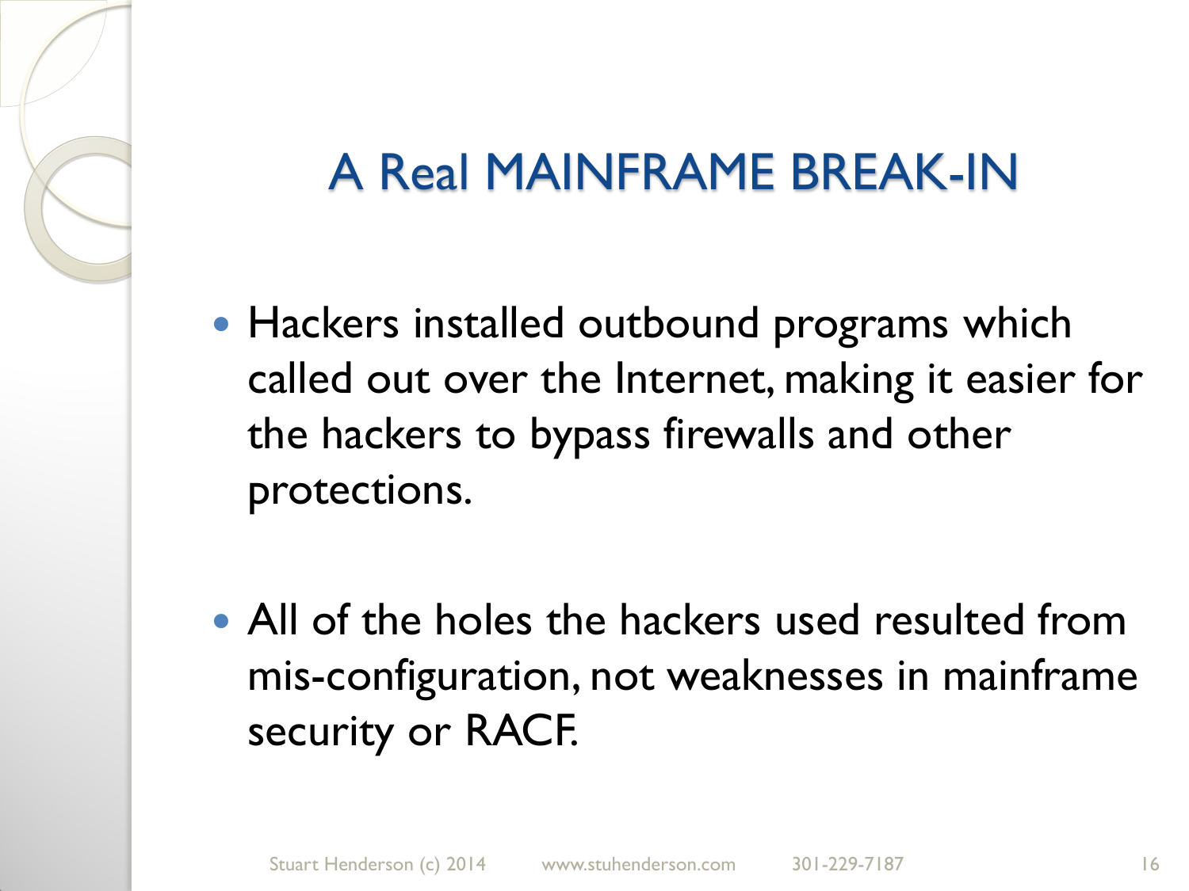# A Real MAINFRAME BREAK-IN

- Hackers installed outbound programs which called out over the Internet, making it easier for the hackers to bypass firewalls and other protections.

- All of the holes the hackers used resulted from mis-configuration, not weaknesses in mainframe security or RACF.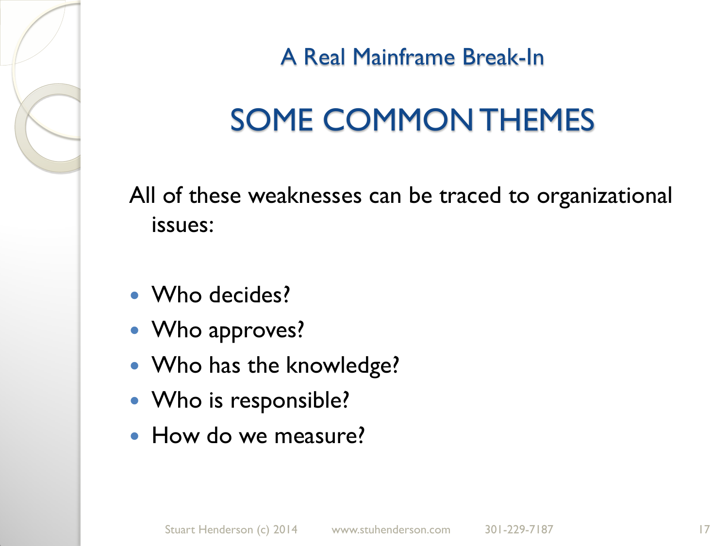## A Real Mainframe Break-In

# SOME COMMON THEMES

All of these weaknesses can be traced to organizational issues:

- Who decides?
- Who approves?
- Who has the knowledge?
- Who is responsible?
- How do we measure?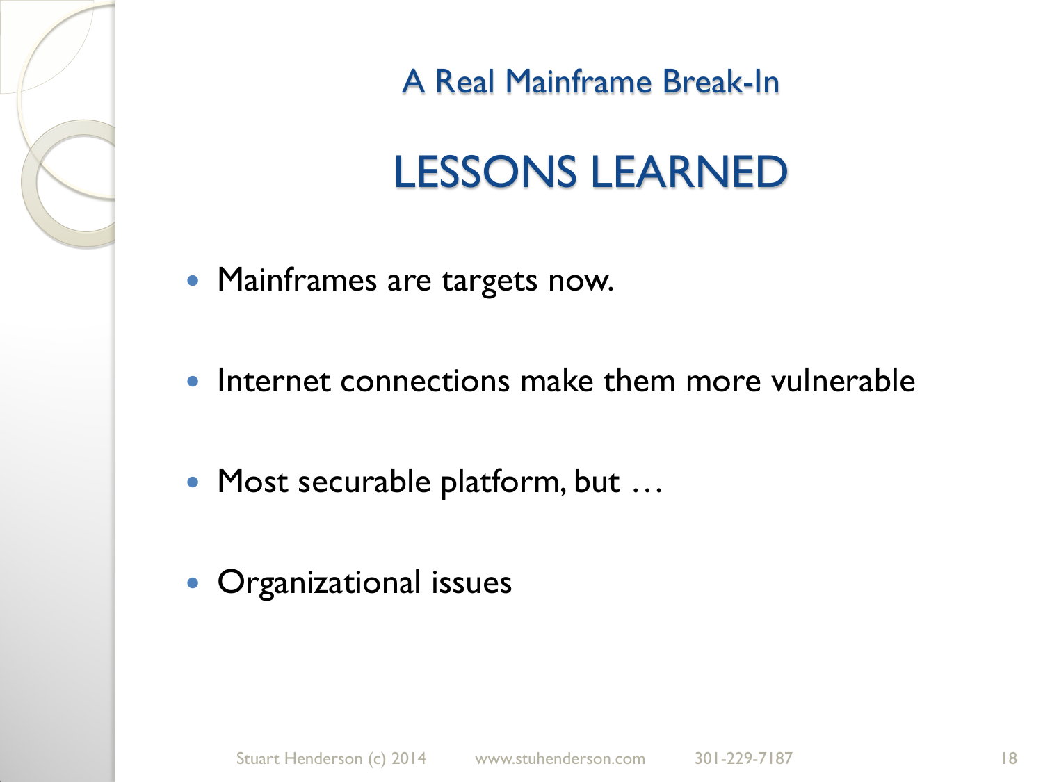## A Real Mainframe Break-In

# LESSONS LEARNED

- Mainframes are targets now.
- Internet connections make them more vulnerable
- Most securable platform, but …
- Organizational issues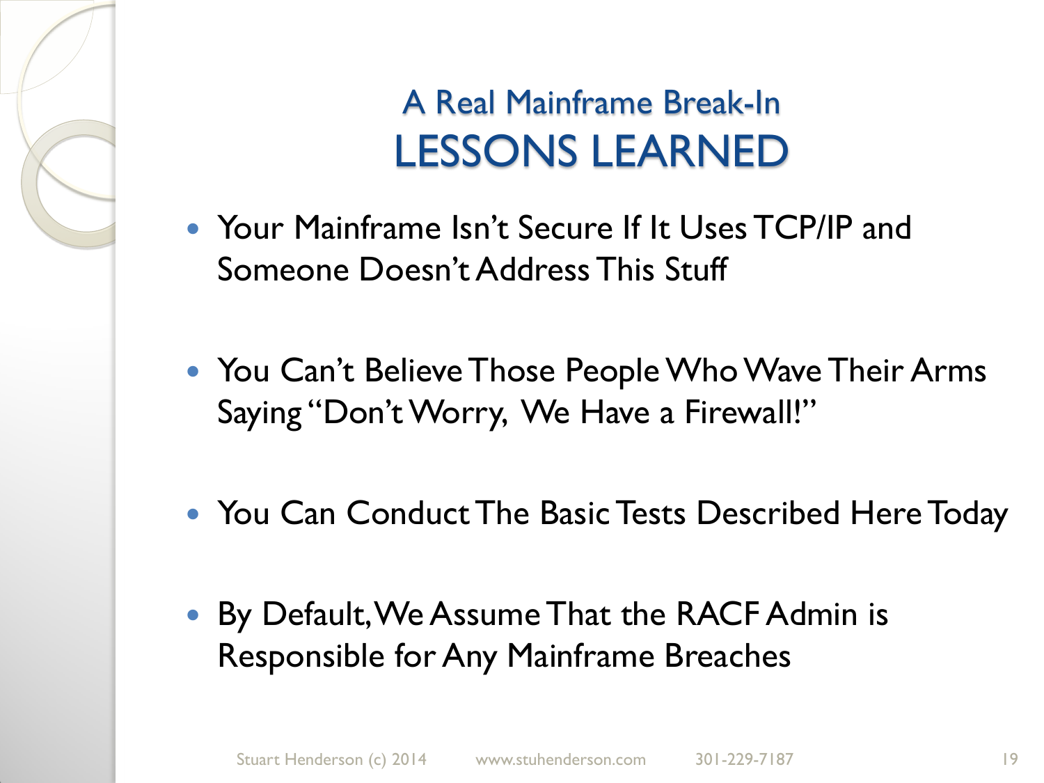# A Real Mainframe Break-In
## LESSONS LEARNED

- Your Mainframe Isn't Secure If It Uses TCP/IP and Someone Doesn't Address This Stuff
- You Can't Believe Those People Who Wave Their Arms Saying "Don't Worry, We Have a Firewall!"
- You Can Conduct The Basic Tests Described Here Today
- By Default, We Assume That the RACF Admin is Responsible for Any Mainframe Breaches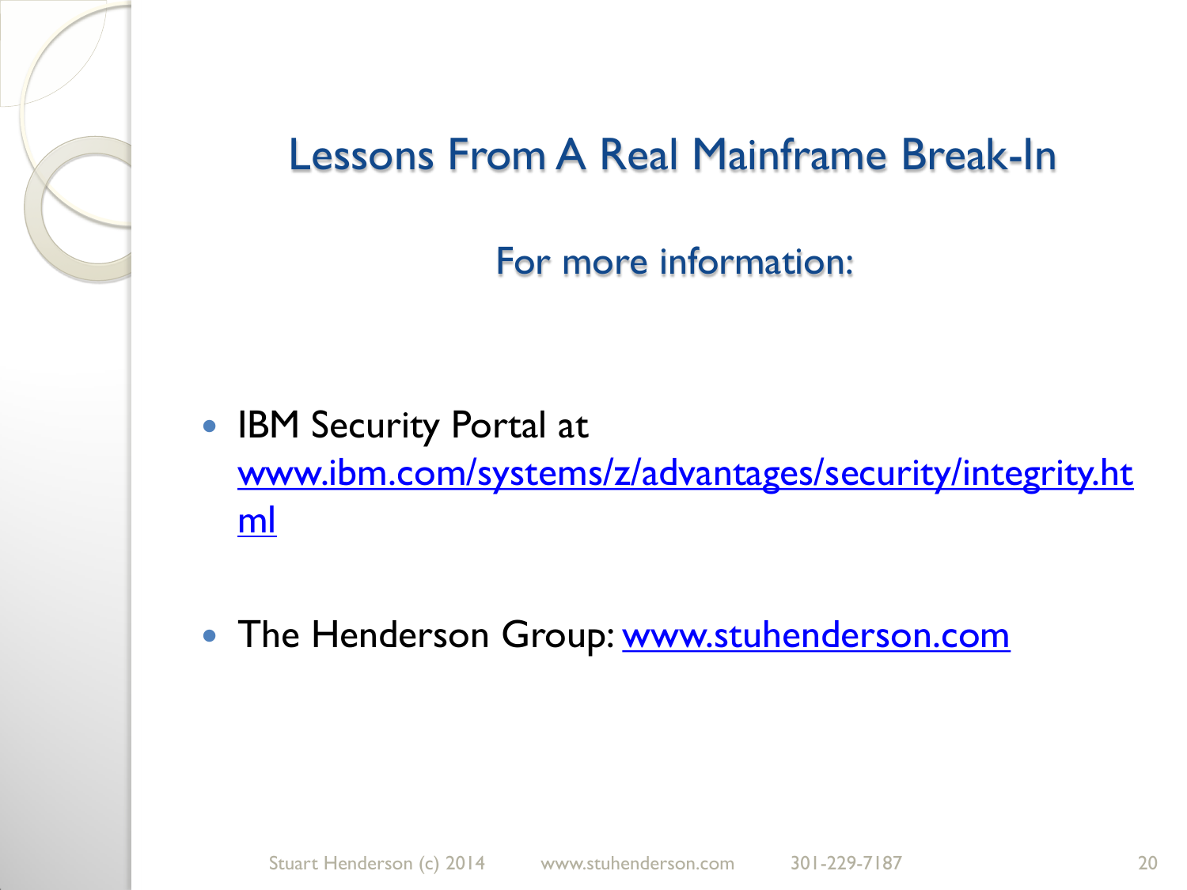# Lessons From A Real Mainframe Break-In

## For more information:

- IBM Security Portal at www.ibm.com/systems/z/advantages/security/integrity.html
- The Henderson Group: www.stuhenderson.com